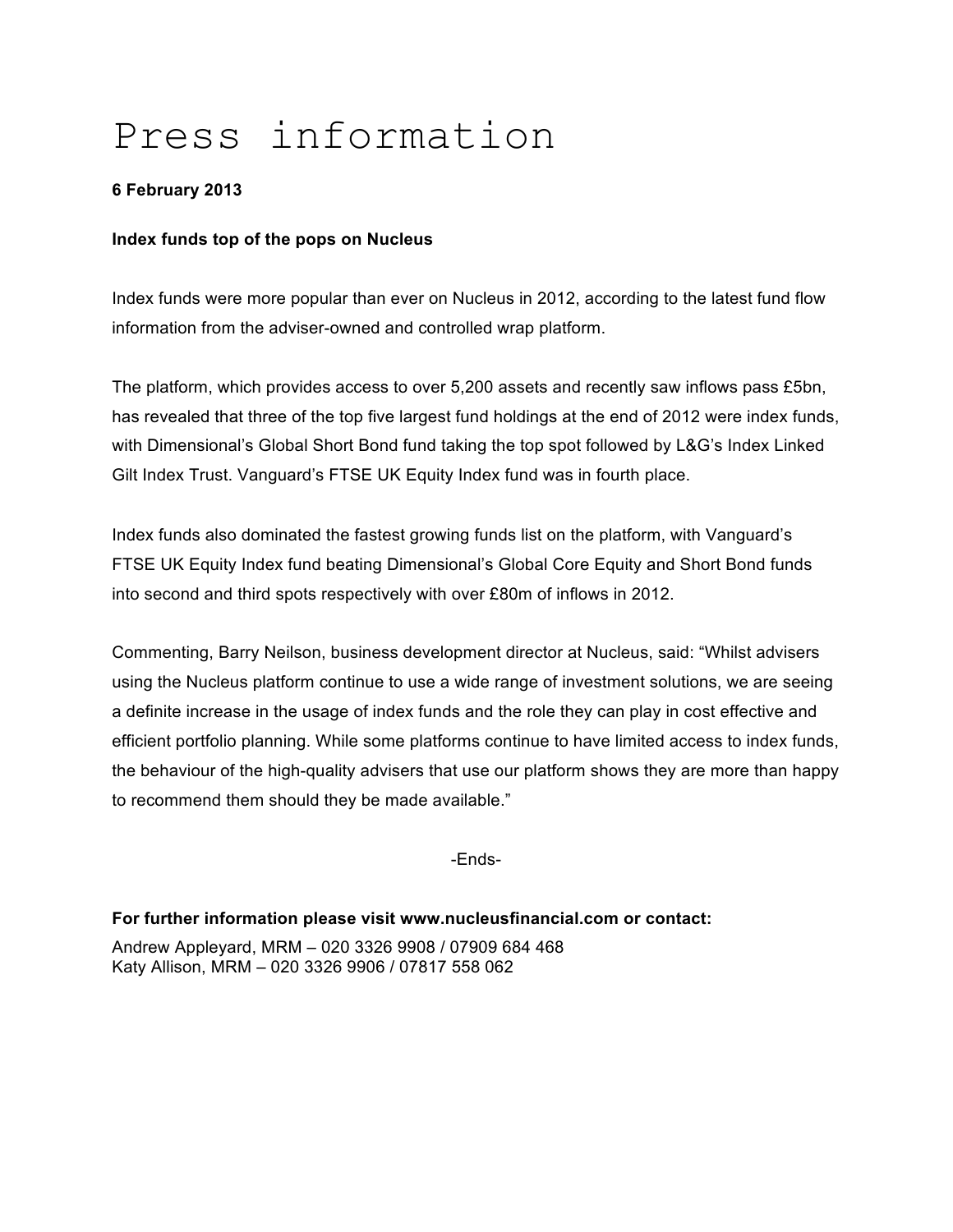# Press information

**6 February 2013**

**Index funds top of the pops on Nucleus**

Index funds were more popular than ever on Nucleus in 2012, according to the latest fund flow information from the adviser-owned and controlled wrap platform.

The platform, which provides access to over 5,200 assets and recently saw inflows pass £5bn, has revealed that three of the top five largest fund holdings at the end of 2012 were index funds, with Dimensional's Global Short Bond fund taking the top spot followed by L&G's Index Linked Gilt Index Trust. Vanguard's FTSE UK Equity Index fund was in fourth place.

Index funds also dominated the fastest growing funds list on the platform, with Vanguard's FTSE UK Equity Index fund beating Dimensional's Global Core Equity and Short Bond funds into second and third spots respectively with over £80m of inflows in 2012.

Commenting, Barry Neilson, business development director at Nucleus, said: "Whilst advisers using the Nucleus platform continue to use a wide range of investment solutions, we are seeing a definite increase in the usage of index funds and the role they can play in cost effective and efficient portfolio planning. While some platforms continue to have limited access to index funds, the behaviour of the high-quality advisers that use our platform shows they are more than happy to recommend them should they be made available."

-Ends-

**For further information please visit www.nucleusfinancial.com or contact:**

Andrew Appleyard, MRM – 020 3326 9908 / 07909 684 468
Katy Allison, MRM – 020 3326 9906 / 07817 558 062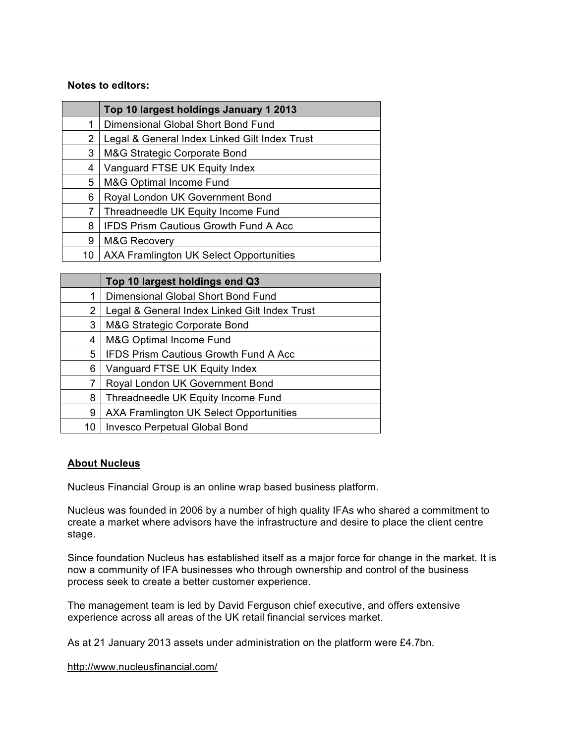**Notes to editors:**

| | Top 10 largest holdings January 1 2013 |
|---|---|
| 1 | Dimensional Global Short Bond Fund |
| 2 | Legal & General Index Linked Gilt Index Trust |
| 3 | M&G Strategic Corporate Bond |
| 4 | Vanguard FTSE UK Equity Index |
| 5 | M&G Optimal Income Fund |
| 6 | Royal London UK Government Bond |
| 7 | Threadneedle UK Equity Income Fund |
| 8 | IFDS Prism Cautious Growth Fund A Acc |
| 9 | M&G Recovery |
| 10 | AXA Framlington UK Select Opportunities |

| | Top 10 largest holdings end Q3 |
|---|---|
| 1 | Dimensional Global Short Bond Fund |
| 2 | Legal & General Index Linked Gilt Index Trust |
| 3 | M&G Strategic Corporate Bond |
| 4 | M&G Optimal Income Fund |
| 5 | IFDS Prism Cautious Growth Fund A Acc |
| 6 | Vanguard FTSE UK Equity Index |
| 7 | Royal London UK Government Bond |
| 8 | Threadneedle UK Equity Income Fund |
| 9 | AXA Framlington UK Select Opportunities |
| 10 | Invesco Perpetual Global Bond |

**About Nucleus**

Nucleus Financial Group is an online wrap based business platform.

Nucleus was founded in 2006 by a number of high quality IFAs who shared a commitment to create a market where advisors have the infrastructure and desire to place the client centre stage.

Since foundation Nucleus has established itself as a major force for change in the market. It is now a community of IFA businesses who through ownership and control of the business process seek to create a better customer experience.

The management team is led by David Ferguson chief executive, and offers extensive experience across all areas of the UK retail financial services market.

As at 21 January 2013 assets under administration on the platform were £4.7bn.

http://www.nucleusfinancial.com/